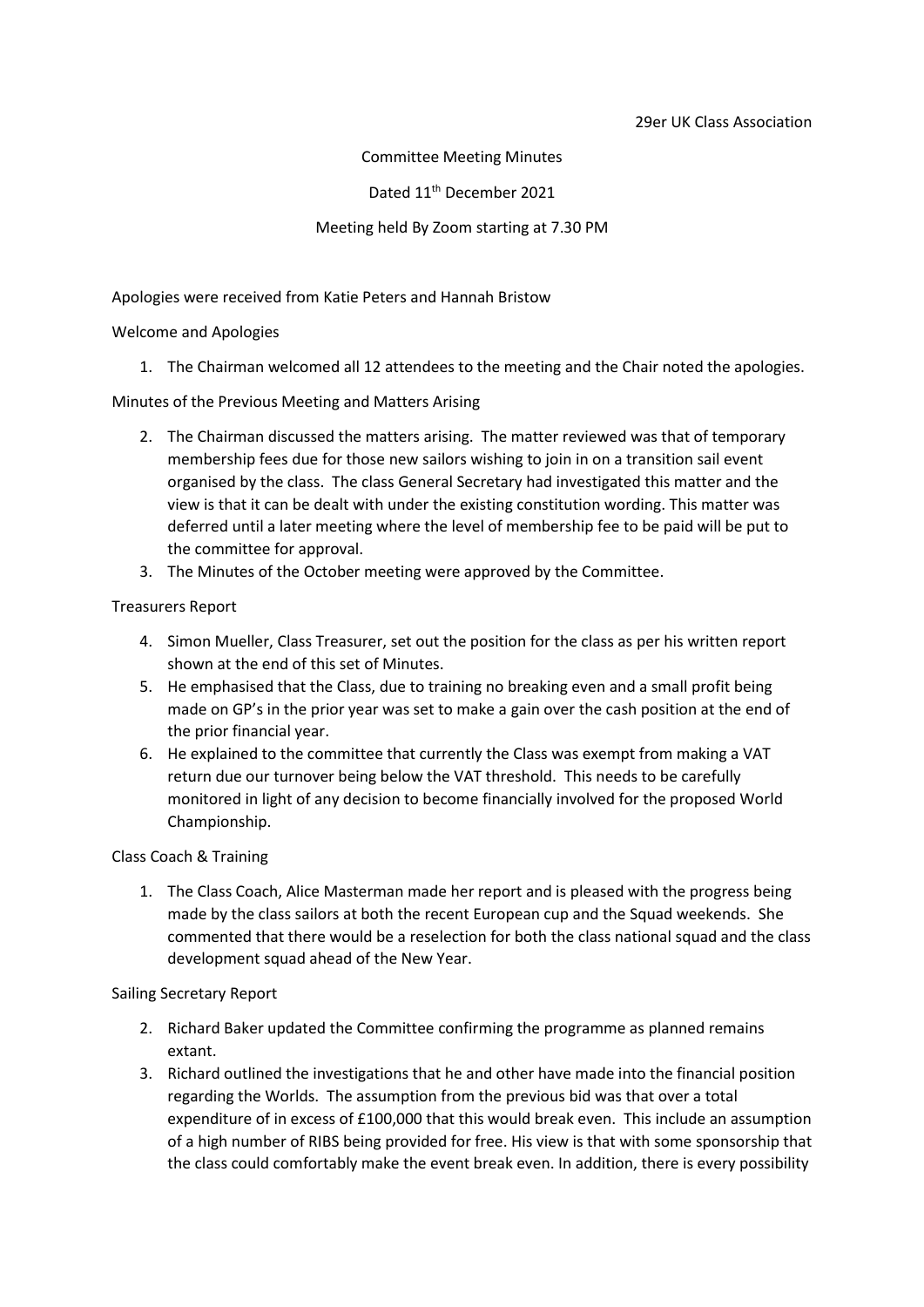29er UK Class Association

Committee Meeting Minutes

Dated 11th December 2021

Meeting held By Zoom starting at 7.30 PM

Apologies were received from Katie Peters and Hannah Bristow

Welcome and Apologies

1. The Chairman welcomed all 12 attendees to the meeting and the Chair noted the apologies.

Minutes of the Previous Meeting and Matters Arising

2. The Chairman discussed the matters arising. The matter reviewed was that of temporary membership fees due for those new sailors wishing to join in on a transition sail event organised by the class. The class General Secretary had investigated this matter and the view is that it can be dealt with under the existing constitution wording. This matter was deferred until a later meeting where the level of membership fee to be paid will be put to the committee for approval.
3. The Minutes of the October meeting were approved by the Committee.

Treasurers Report

4. Simon Mueller, Class Treasurer, set out the position for the class as per his written report shown at the end of this set of Minutes.
5. He emphasised that the Class, due to training no breaking even and a small profit being made on GP's in the prior year was set to make a gain over the cash position at the end of the prior financial year.
6. He explained to the committee that currently the Class was exempt from making a VAT return due our turnover being below the VAT threshold. This needs to be carefully monitored in light of any decision to become financially involved for the proposed World Championship.

Class Coach & Training

1. The Class Coach, Alice Masterman made her report and is pleased with the progress being made by the class sailors at both the recent European cup and the Squad weekends. She commented that there would be a reselection for both the class national squad and the class development squad ahead of the New Year.

Sailing Secretary Report

2. Richard Baker updated the Committee confirming the programme as planned remains extant.
3. Richard outlined the investigations that he and other have made into the financial position regarding the Worlds. The assumption from the previous bid was that over a total expenditure of in excess of £100,000 that this would break even. This include an assumption of a high number of RIBS being provided for free. His view is that with some sponsorship that the class could comfortably make the event break even. In addition, there is every possibility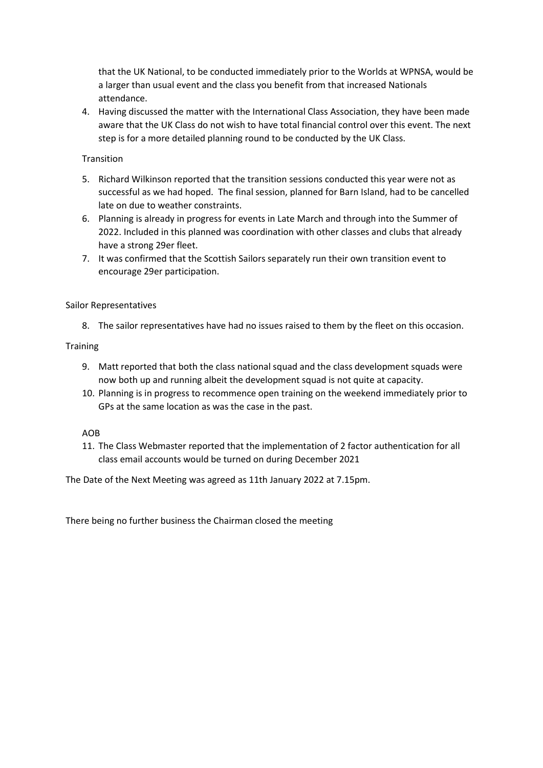that the UK National, to be conducted immediately prior to the Worlds at WPNSA, would be a larger than usual event and the class you benefit from that increased Nationals attendance.

4. Having discussed the matter with the International Class Association, they have been made aware that the UK Class do not wish to have total financial control over this event. The next step is for a more detailed planning round to be conducted by the UK Class.

Transition

5. Richard Wilkinson reported that the transition sessions conducted this year were not as successful as we had hoped. The final session, planned for Barn Island, had to be cancelled late on due to weather constraints.
6. Planning is already in progress for events in Late March and through into the Summer of 2022. Included in this planned was coordination with other classes and clubs that already have a strong 29er fleet.
7. It was confirmed that the Scottish Sailors separately run their own transition event to encourage 29er participation.

Sailor Representatives

8. The sailor representatives have had no issues raised to them by the fleet on this occasion.

Training

9. Matt reported that both the class national squad and the class development squads were now both up and running albeit the development squad is not quite at capacity.
10. Planning is in progress to recommence open training on the weekend immediately prior to GPs at the same location as was the case in the past.

AOB

11. The Class Webmaster reported that the implementation of 2 factor authentication for all class email accounts would be turned on during December 2021

The Date of the Next Meeting was agreed as 11th January 2022 at 7.15pm.

There being no further business the Chairman closed the meeting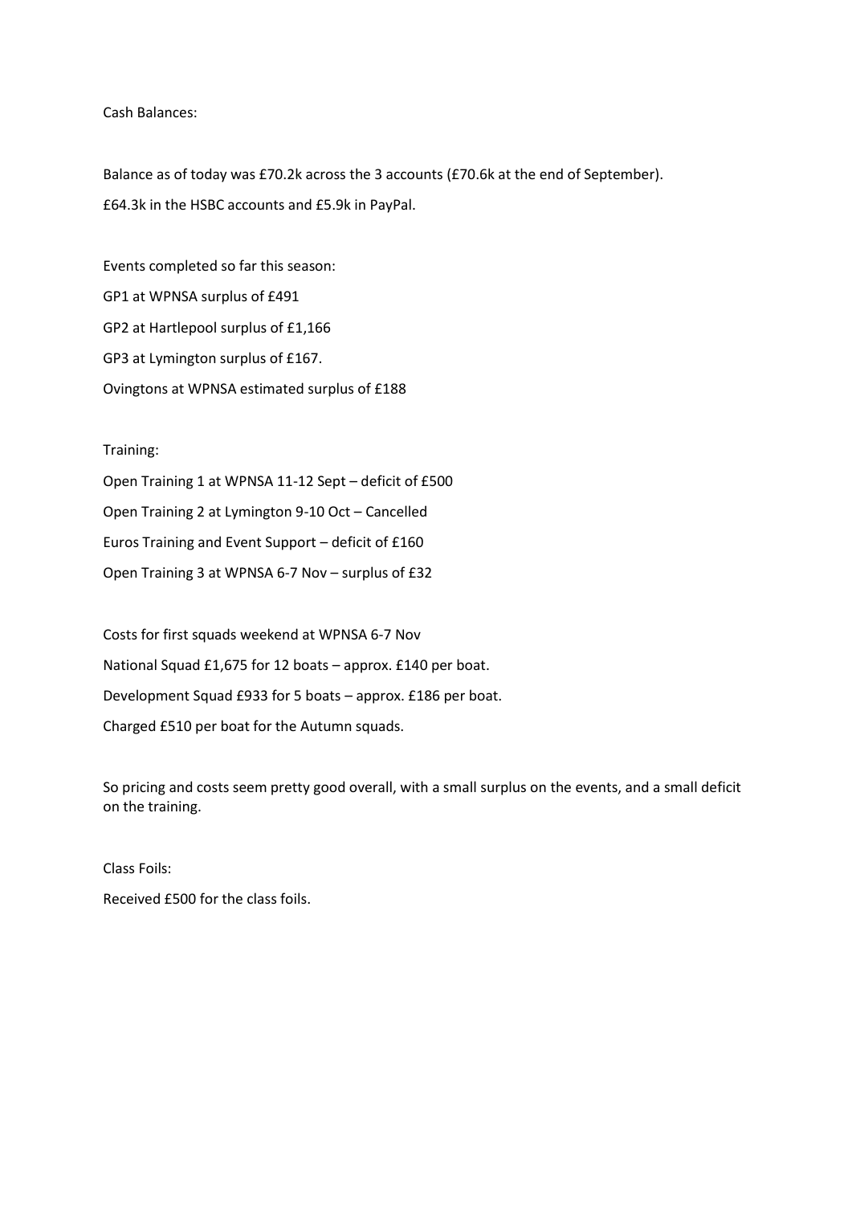Cash Balances:

Balance as of today was £70.2k across the 3 accounts (£70.6k at the end of September).

£64.3k in the HSBC accounts and £5.9k in PayPal.

Events completed so far this season:

GP1 at WPNSA surplus of £491

GP2 at Hartlepool surplus of £1,166

GP3 at Lymington surplus of £167.

Ovingtons at WPNSA estimated surplus of £188

Training:

Open Training 1 at WPNSA 11-12 Sept – deficit of £500

Open Training 2 at Lymington 9-10 Oct – Cancelled

Euros Training and Event Support – deficit of £160

Open Training 3 at WPNSA 6-7 Nov – surplus of £32

Costs for first squads weekend at WPNSA 6-7 Nov

National Squad £1,675 for 12 boats – approx. £140 per boat.

Development Squad £933 for 5 boats – approx. £186 per boat.

Charged £510 per boat for the Autumn squads.

So pricing and costs seem pretty good overall, with a small surplus on the events, and a small deficit on the training.

Class Foils:

Received £500 for the class foils.